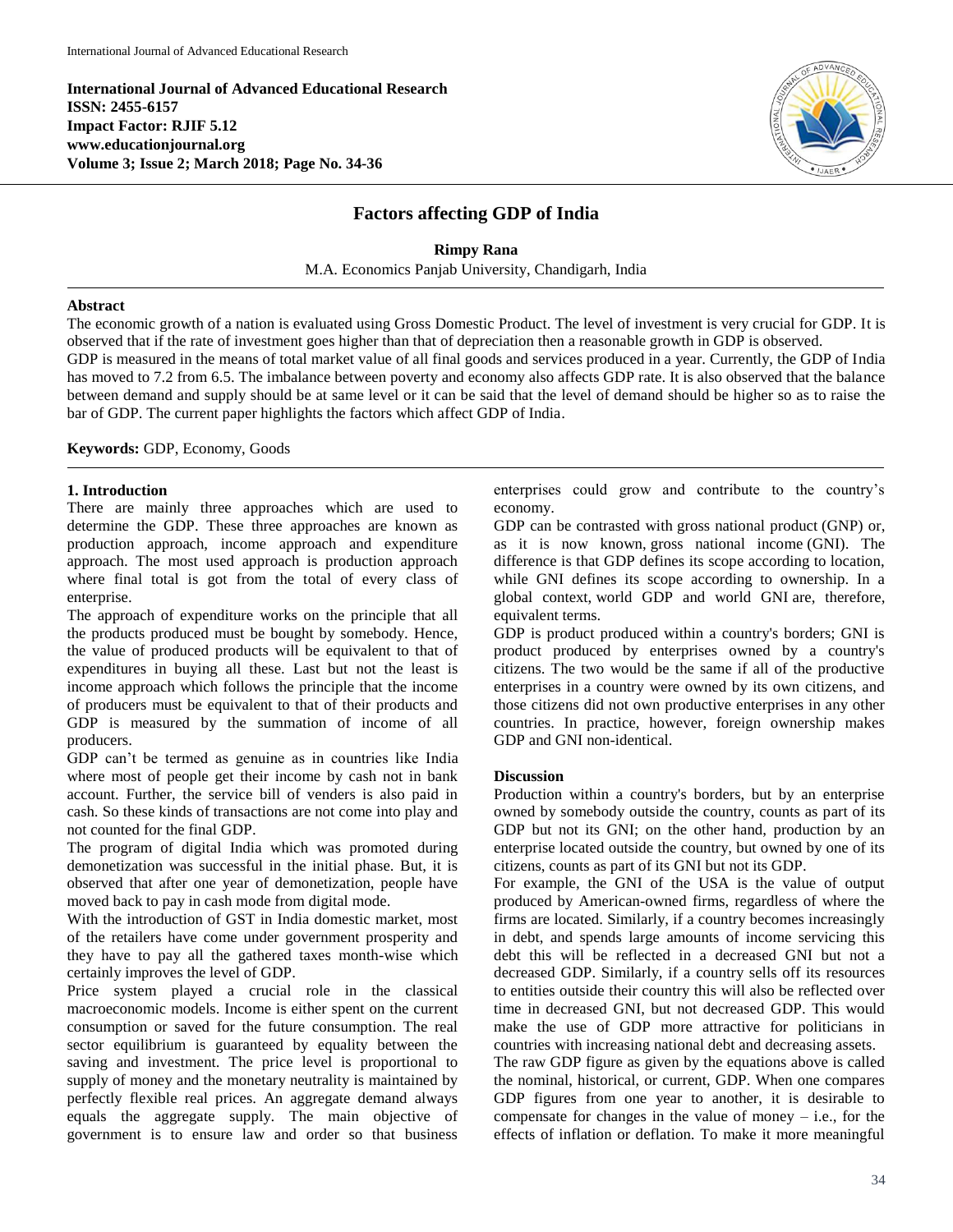International Journal of Advanced Educational Research
ISSN: 2455-6157
Impact Factor: RJIF 5.12
www.educationjournal.org

# Factors affecting GDP of India

**Rimpy Rana**

M.A. Economics Panjab University, Chandigarh, India

## Abstract

The economic growth of a nation is evaluated using Gross Domestic Product. The level of investment is very crucial for GDP. It is observed that if the rate of investment goes higher than that of depreciation then a reasonable growth in GDP is observed.

GDP is measured in the means of total market value of all final goods and services produced in a year. Currently, the GDP of India has moved to 7.2 from 6.5. The imbalance between poverty and economy also affects GDP rate. It is also observed that the balance between demand and supply should be at same level or it can be said that the level of demand should be higher so as to raise the bar of GDP. The current paper highlights the factors which affect GDP of India.

**Keywords:** GDP, Economy, Goods

## 1. Introduction

There are mainly three approaches which are used to determine the GDP. These three approaches are known as production approach, income approach and expenditure approach. The most used approach is production approach where final total is got from the total of every class of enterprise.

The approach of expenditure works on the principle that all the products produced must be bought by somebody. Hence, the value of produced products will be equivalent to that of expenditures in buying all these. Last but not the least is income approach which follows the principle that the income of producers must be equivalent to that of their products and GDP is measured by the summation of income of all producers.

GDP can't be termed as genuine as in countries like India where most of people get their income by cash not in bank account. Further, the service bill of venders is also paid in cash. So these kinds of transactions are not come into play and not counted for the final GDP.

The program of digital India which was promoted during demonetization was successful in the initial phase. But, it is observed that after one year of demonetization, people have moved back to pay in cash mode from digital mode.

With the introduction of GST in India domestic market, most of the retailers have come under government prosperity and they have to pay all the gathered taxes month-wise which certainly improves the level of GDP.

Price system played a crucial role in the classical macroeconomic models. Income is either spent on the current consumption or saved for the future consumption. The real sector equilibrium is guaranteed by equality between the saving and investment. The price level is proportional to supply of money and the monetary neutrality is maintained by perfectly flexible real prices. An aggregate demand always equals the aggregate supply. The main objective of government is to ensure law and order so that business enterprises could grow and contribute to the country's economy.

GDP can be contrasted with gross national product (GNP) or, as it is now known, gross national income (GNI). The difference is that GDP defines its scope according to location, while GNI defines its scope according to ownership. In a global context, world GDP and world GNI are, therefore, equivalent terms.

GDP is product produced within a country's borders; GNI is product produced by enterprises owned by a country's citizens. The two would be the same if all of the productive enterprises in a country were owned by its own citizens, and those citizens did not own productive enterprises in any other countries. In practice, however, foreign ownership makes GDP and GNI non-identical.

## Discussion

Production within a country's borders, but by an enterprise owned by somebody outside the country, counts as part of its GDP but not its GNI; on the other hand, production by an enterprise located outside the country, but owned by one of its citizens, counts as part of its GNI but not its GDP.

For example, the GNI of the USA is the value of output produced by American-owned firms, regardless of where the firms are located. Similarly, if a country becomes increasingly in debt, and spends large amounts of income servicing this debt this will be reflected in a decreased GNI but not a decreased GDP. Similarly, if a country sells off its resources to entities outside their country this will also be reflected over time in decreased GNI, but not decreased GDP. This would make the use of GDP more attractive for politicians in countries with increasing national debt and decreasing assets.

The raw GDP figure as given by the equations above is called the nominal, historical, or current, GDP. When one compares GDP figures from one year to another, it is desirable to compensate for changes in the value of money – i.e., for the effects of inflation or deflation. To make it more meaningful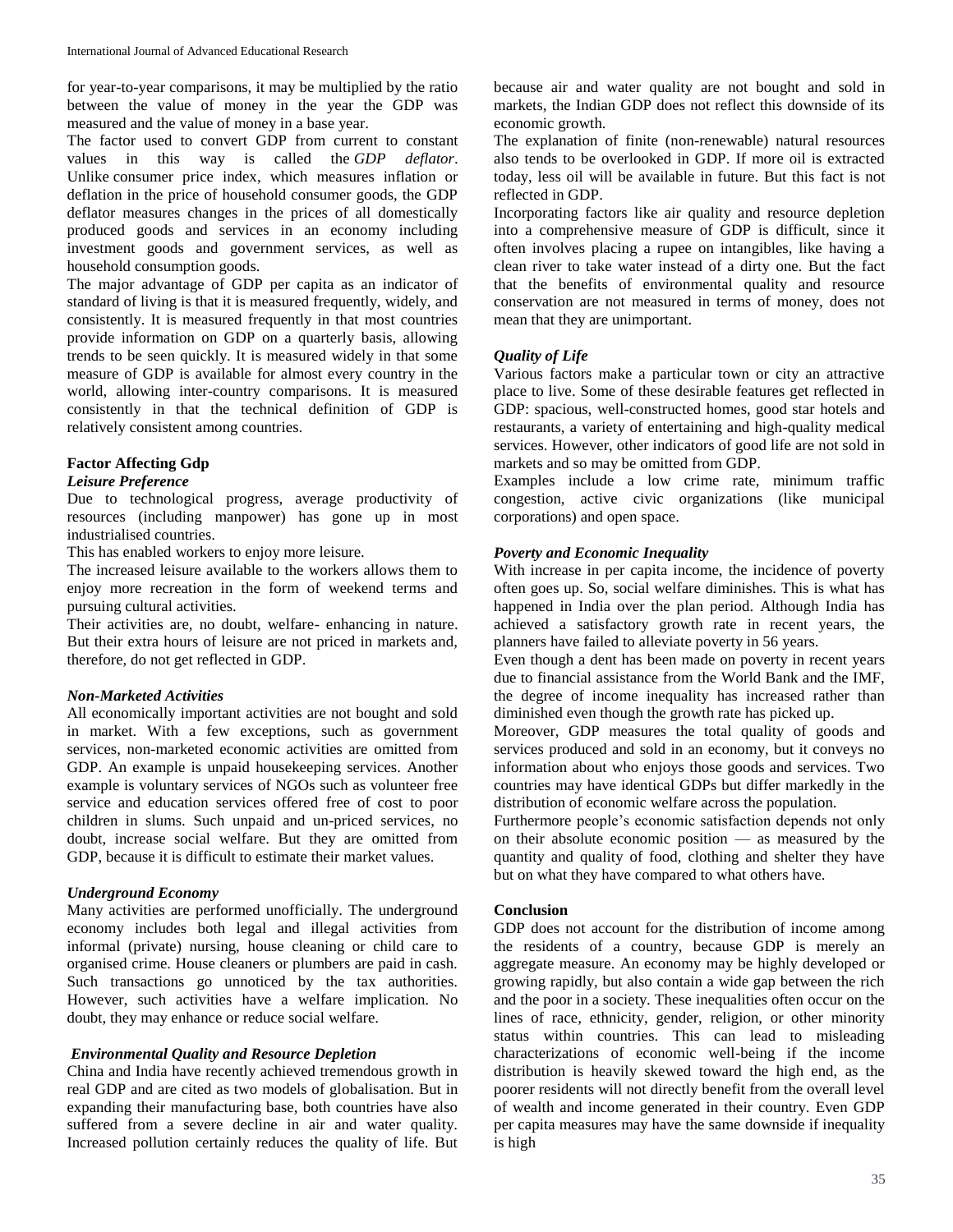for year-to-year comparisons, it may be multiplied by the ratio between the value of money in the year the GDP was measured and the value of money in a base year.

The factor used to convert GDP from current to constant values in this way is called the *GDP deflator*. Unlike consumer price index, which measures inflation or deflation in the price of household consumer goods, the GDP deflator measures changes in the prices of all domestically produced goods and services in an economy including investment goods and government services, as well as household consumption goods.

The major advantage of GDP per capita as an indicator of standard of living is that it is measured frequently, widely, and consistently. It is measured frequently in that most countries provide information on GDP on a quarterly basis, allowing trends to be seen quickly. It is measured widely in that some measure of GDP is available for almost every country in the world, allowing inter-country comparisons. It is measured consistently in that the technical definition of GDP is relatively consistent among countries.

## Factor Affecting Gdp

### *Leisure Preference*

Due to technological progress, average productivity of resources (including manpower) has gone up in most industrialised countries.

This has enabled workers to enjoy more leisure.

The increased leisure available to the workers allows them to enjoy more recreation in the form of weekend terms and pursuing cultural activities.

Their activities are, no doubt, welfare- enhancing in nature. But their extra hours of leisure are not priced in markets and, therefore, do not get reflected in GDP.

### *Non-Marketed Activities*

All economically important activities are not bought and sold in market. With a few exceptions, such as government services, non-marketed economic activities are omitted from GDP. An example is unpaid housekeeping services. Another example is voluntary services of NGOs such as volunteer free service and education services offered free of cost to poor children in slums. Such unpaid and un-priced services, no doubt, increase social welfare. But they are omitted from GDP, because it is difficult to estimate their market values.

### *Underground Economy*

Many activities are performed unofficially. The underground economy includes both legal and illegal activities from informal (private) nursing, house cleaning or child care to organised crime. House cleaners or plumbers are paid in cash. Such transactions go unnoticed by the tax authorities. However, such activities have a welfare implication. No doubt, they may enhance or reduce social welfare.

### *Environmental Quality and Resource Depletion*

China and India have recently achieved tremendous growth in real GDP and are cited as two models of globalisation. But in expanding their manufacturing base, both countries have also suffered from a severe decline in air and water quality. Increased pollution certainly reduces the quality of life. But because air and water quality are not bought and sold in markets, the Indian GDP does not reflect this downside of its economic growth.

The explanation of finite (non-renewable) natural resources also tends to be overlooked in GDP. If more oil is extracted today, less oil will be available in future. But this fact is not reflected in GDP.

Incorporating factors like air quality and resource depletion into a comprehensive measure of GDP is difficult, since it often involves placing a rupee on intangibles, like having a clean river to take water instead of a dirty one. But the fact that the benefits of environmental quality and resource conservation are not measured in terms of money, does not mean that they are unimportant.

### *Quality of Life*

Various factors make a particular town or city an attractive place to live. Some of these desirable features get reflected in GDP: spacious, well-constructed homes, good star hotels and restaurants, a variety of entertaining and high-quality medical services. However, other indicators of good life are not sold in markets and so may be omitted from GDP.

Examples include a low crime rate, minimum traffic congestion, active civic organizations (like municipal corporations) and open space.

### *Poverty and Economic Inequality*

With increase in per capita income, the incidence of poverty often goes up. So, social welfare diminishes. This is what has happened in India over the plan period. Although India has achieved a satisfactory growth rate in recent years, the planners have failed to alleviate poverty in 56 years.

Even though a dent has been made on poverty in recent years due to financial assistance from the World Bank and the IMF, the degree of income inequality has increased rather than diminished even though the growth rate has picked up.

Moreover, GDP measures the total quality of goods and services produced and sold in an economy, but it conveys no information about who enjoys those goods and services. Two countries may have identical GDPs but differ markedly in the distribution of economic welfare across the population.

Furthermore people's economic satisfaction depends not only on their absolute economic position — as measured by the quantity and quality of food, clothing and shelter they have but on what they have compared to what others have.

## Conclusion

GDP does not account for the distribution of income among the residents of a country, because GDP is merely an aggregate measure. An economy may be highly developed or growing rapidly, but also contain a wide gap between the rich and the poor in a society. These inequalities often occur on the lines of race, ethnicity, gender, religion, or other minority status within countries. This can lead to misleading characterizations of economic well-being if the income distribution is heavily skewed toward the high end, as the poorer residents will not directly benefit from the overall level of wealth and income generated in their country. Even GDP per capita measures may have the same downside if inequality is high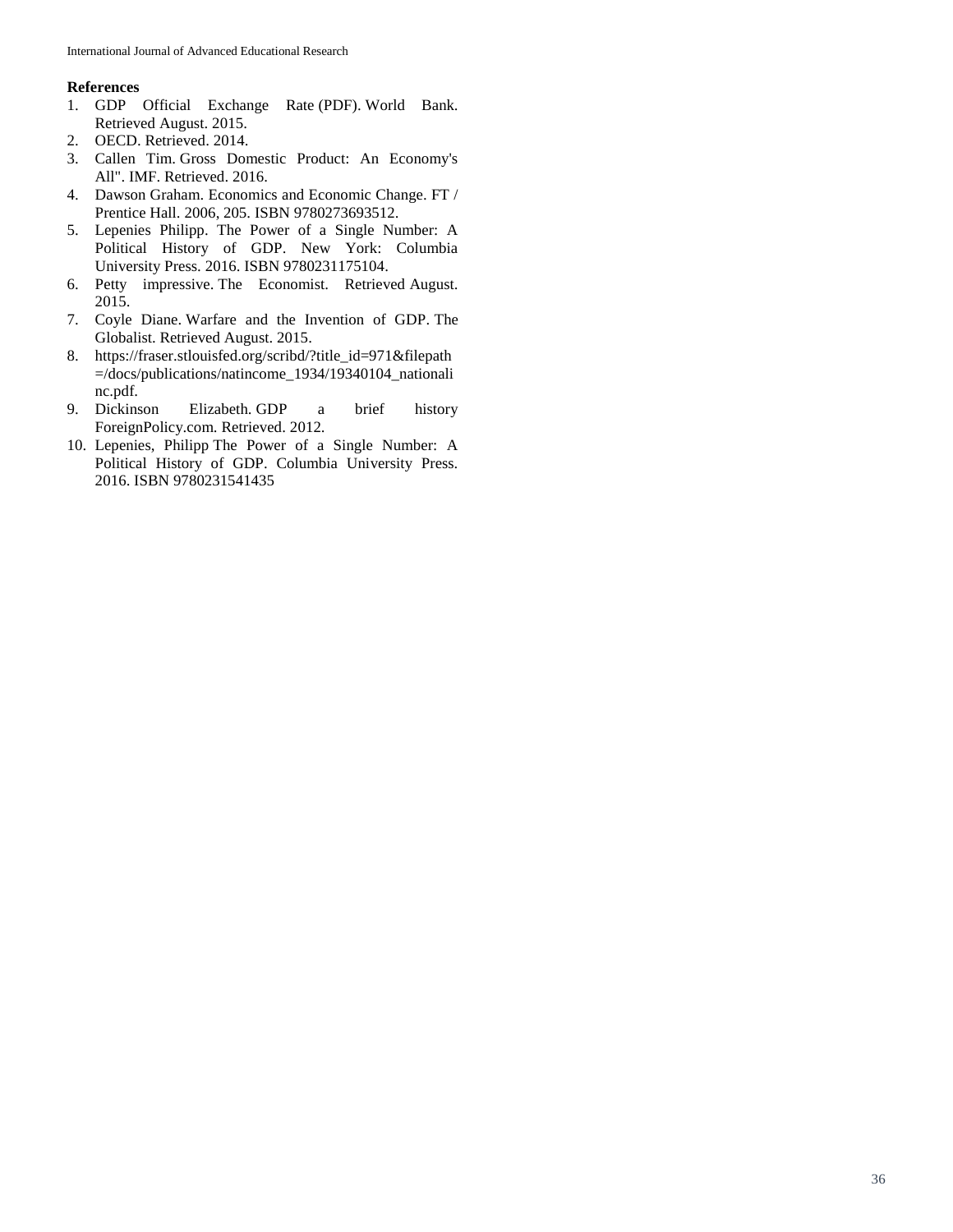**References**

1. GDP Official Exchange Rate (PDF). World Bank. Retrieved August. 2015.
2. OECD. Retrieved. 2014.
3. Callen Tim. Gross Domestic Product: An Economy's All". IMF. Retrieved. 2016.
4. Dawson Graham. Economics and Economic Change. FT / Prentice Hall. 2006, 205. ISBN 9780273693512.
5. Lepenies Philipp. The Power of a Single Number: A Political History of GDP. New York: Columbia University Press. 2016. ISBN 9780231175104.
6. Petty impressive. The Economist. Retrieved August. 2015.
7. Coyle Diane. Warfare and the Invention of GDP. The Globalist. Retrieved August. 2015.
8. https://fraser.stlouisfed.org/scribd/?title_id=971&filepath=/docs/publications/natincome_1934/19340104_nationalinc.pdf.
9. Dickinson Elizabeth. GDP a brief history ForeignPolicy.com. Retrieved. 2012.
10. Lepenies, Philipp The Power of a Single Number: A Political History of GDP. Columbia University Press. 2016. ISBN 9780231541435